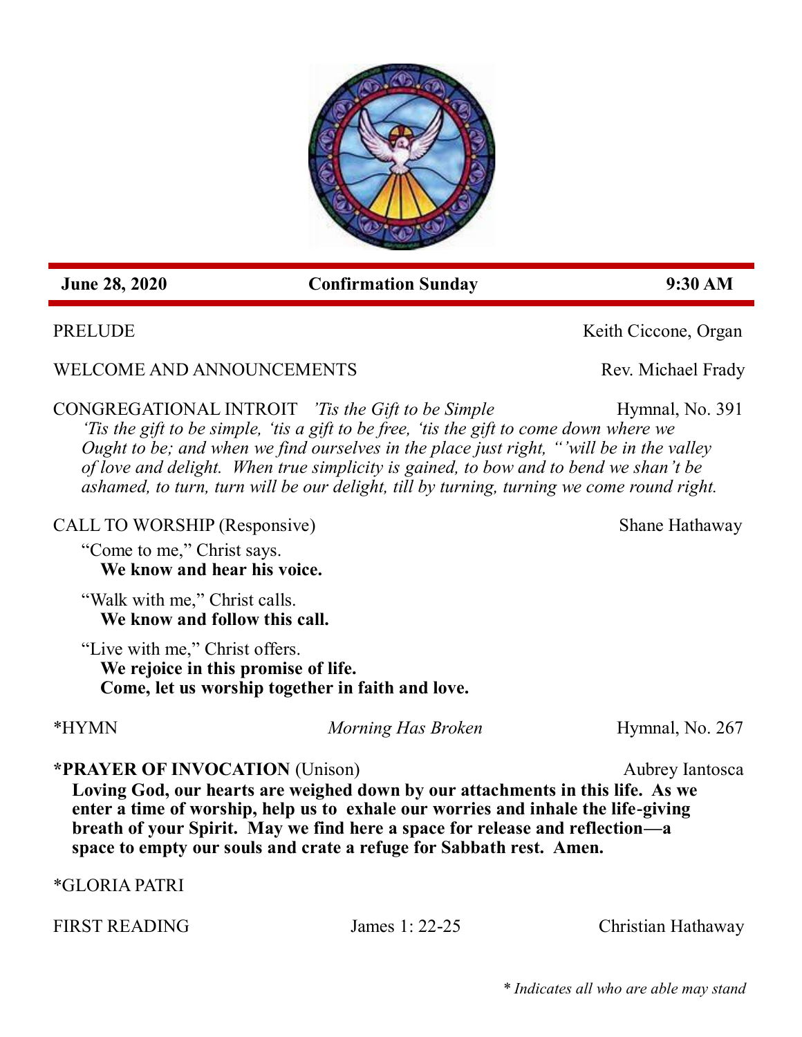**June 28, 2020** **Confirmation Sunday** **9:30 AM**

PRELUDE Keith Ciccone, Organ

WELCOME AND ANNOUNCEMENTS Rev. Michael Frady

CONGREGATIONAL INTROIT *'Tis the Gift to be Simple* Hymnal, No. 391

*'Tis the gift to be simple, 'tis a gift to be free, 'tis the gift to come down where we Ought to be; and when we find ourselves in the place just right, "'will be in the valley of love and delight. When true simplicity is gained, to bow and to bend we shan't be ashamed, to turn, turn will be our delight, till by turning, turning we come round right.*

CALL TO WORSHIP (Responsive) Shane Hathaway

"Come to me," Christ says.
**We know and hear his voice.**

"Walk with me," Christ calls.
**We know and follow this call.**

"Live with me," Christ offers.
**We rejoice in this promise of life.**
**Come, let us worship together in faith and love.**

*HYMN *Morning Has Broken* Hymnal, No. 267

***PRAYER OF INVOCATION** (Unison) Aubrey Iantosca

**Loving God, our hearts are weighed down by our attachments in this life. As we enter a time of worship, help us to exhale our worries and inhale the life-giving breath of your Spirit. May we find here a space for release and reflection—a space to empty our souls and crate a refuge for Sabbath rest. Amen.**

*GLORIA PATRI

FIRST READING James 1: 22-25 Christian Hathaway

*\* Indicates all who are able may stand*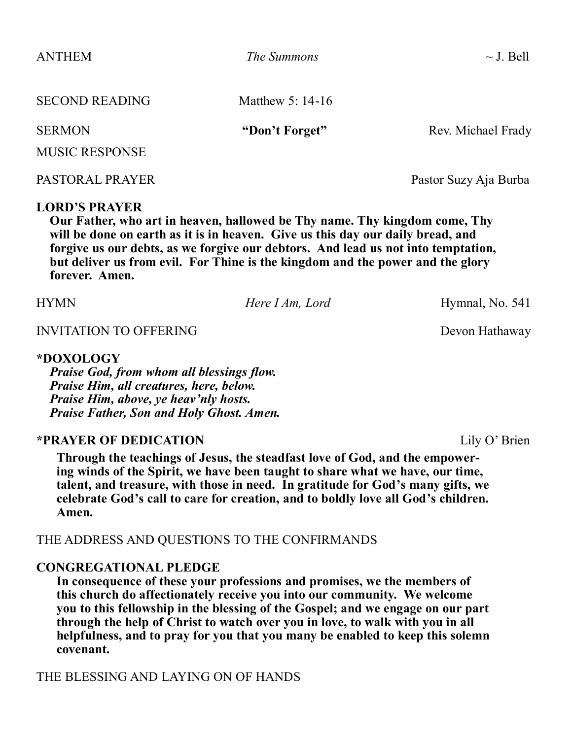ANTHEM *The Summons* ~ J. Bell

SECOND READING Matthew 5: 14-16

SERMON **"Don't Forget"** Rev. Michael Frady

MUSIC RESPONSE

PASTORAL PRAYER Pastor Suzy Aja Burba

**LORD'S PRAYER**

**Our Father, who art in heaven, hallowed be Thy name. Thy kingdom come, Thy will be done on earth as it is in heaven. Give us this day our daily bread, and forgive us our debts, as we forgive our debtors. And lead us not into temptation, but deliver us from evil. For Thine is the kingdom and the power and the glory forever. Amen.**

HYMN *Here I Am, Lord* Hymnal, No. 541

INVITATION TO OFFERING Devon Hathaway

**\*DOXOLOGY**

***Praise God, from whom all blessings flow.***
***Praise Him, all creatures, here, below.***
***Praise Him, above, ye heav'nly hosts.***
***Praise Father, Son and Holy Ghost. Amen.***

**\*PRAYER OF DEDICATION** Lily O' Brien

**Through the teachings of Jesus, the steadfast love of God, and the empowering winds of the Spirit, we have been taught to share what we have, our time, talent, and treasure, with those in need. In gratitude for God's many gifts, we celebrate God's call to care for creation, and to boldly love all God's children. Amen.**

THE ADDRESS AND QUESTIONS TO THE CONFIRMANDS

**CONGREGATIONAL PLEDGE**

**In consequence of these your professions and promises, we the members of this church do affectionately receive you into our community. We welcome you to this fellowship in the blessing of the Gospel; and we engage on our part through the help of Christ to watch over you in love, to walk with you in all helpfulness, and to pray for you that you many be enabled to keep this solemn covenant.**

THE BLESSING AND LAYING ON OF HANDS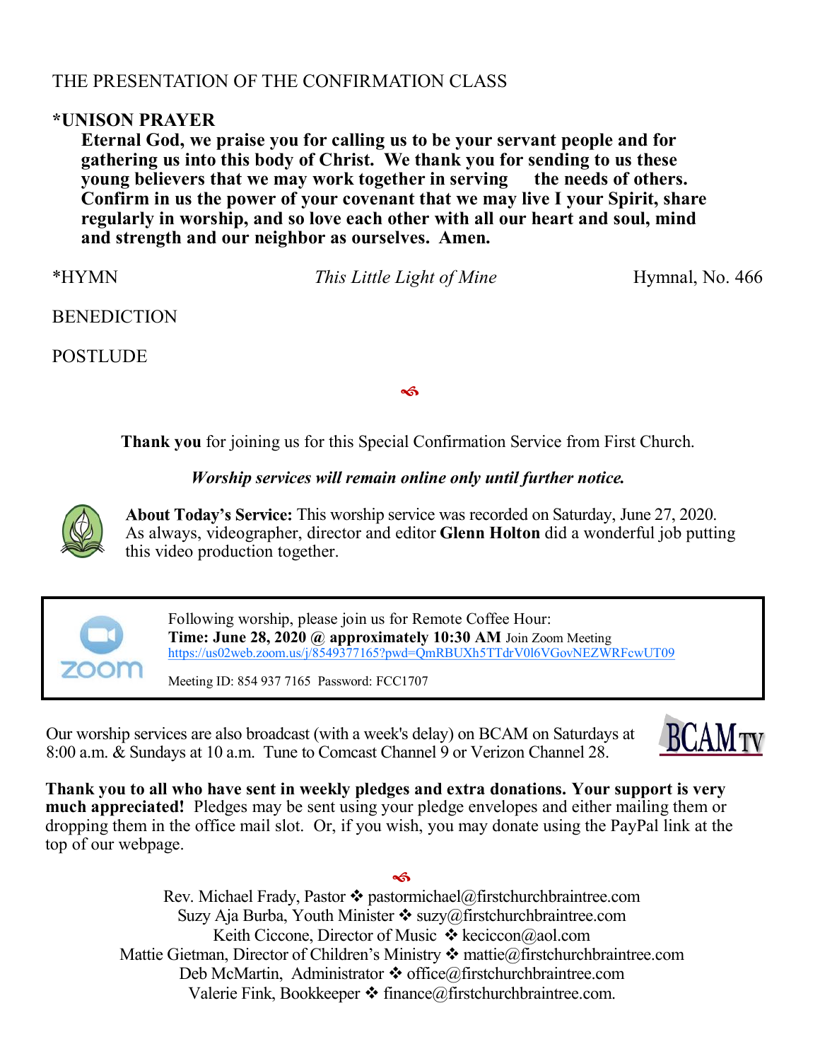THE PRESENTATION OF THE CONFIRMATION CLASS

**\*UNISON PRAYER**

**Eternal God, we praise you for calling us to be your servant people and for gathering us into this body of Christ. We thank you for sending to us these young believers that we may work together in serving the needs of others. Confirm in us the power of your covenant that we may live I your Spirit, share regularly in worship, and so love each other with all our heart and soul, mind and strength and our neighbor as ourselves. Amen.**

\*HYMN *This Little Light of Mine* Hymnal, No. 466

BENEDICTION

POSTLUDE

**Thank you** for joining us for this Special Confirmation Service from First Church.

***Worship services will remain online only until further notice.***

**About Today's Service:** This worship service was recorded on Saturday, June 27, 2020. As always, videographer, director and editor **Glenn Holton** did a wonderful job putting this video production together.

Following worship, please join us for Remote Coffee Hour:
**Time: June 28, 2020 @ approximately 10:30 AM** Join Zoom Meeting
https://us02web.zoom.us/j/8549377165?pwd=QmRBUXh5TTdrV0l6VGovNEZWRFcwUT09

Meeting ID: 854 937 7165 Password: FCC1707

Our worship services are also broadcast (with a week's delay) on BCAM on Saturdays at 8:00 a.m. & Sundays at 10 a.m. Tune to Comcast Channel 9 or Verizon Channel 28.

**Thank you to all who have sent in weekly pledges and extra donations. Your support is very much appreciated!** Pledges may be sent using your pledge envelopes and either mailing them or dropping them in the office mail slot. Or, if you wish, you may donate using the PayPal link at the top of our webpage.

Rev. Michael Frady, Pastor ❖ pastormichael@firstchurchbraintree.com
Suzy Aja Burba, Youth Minister ❖ suzy@firstchurchbraintree.com
Keith Ciccone, Director of Music ❖ keciccon@aol.com
Mattie Gietman, Director of Children's Ministry ❖ mattie@firstchurchbraintree.com
Deb McMartin, Administrator ❖ office@firstchurchbraintree.com
Valerie Fink, Bookkeeper ❖ finance@firstchurchbraintree.com.